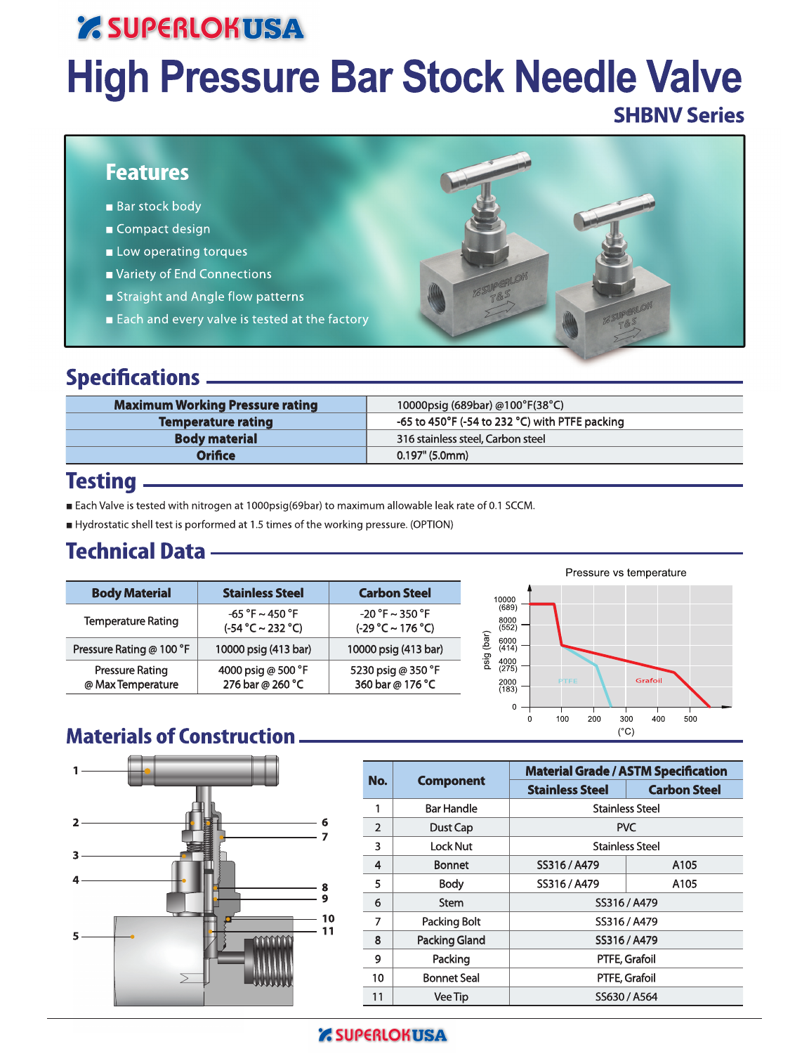SUPERLOK USA

# High Pressure Bar Stock Needle Valve

### SHBNV Series

## Features

- Bar stock body
- Compact design
- Low operating torques
- Variety of End Connections
- Straight and Angle flow patterns
- Each and every valve is tested at the factory

## Specifications

| | |
|---|---|
| **Maximum Working Pressure rating** | 10000psig (689bar) @100°F(38°C) |
| **Temperature rating** | -65 to 450°F (-54 to 232 °C) with PTFE packing |
| **Body material** | 316 stainless steel, Carbon steel |
| **Orifice** | 0.197" (5.0mm) |

## Testing

- Each Valve is tested with nitrogen at 1000psig(69bar) to maximum allowable leak rate of 0.1 SCCM.
- Hydrostatic shell test is performed at 1.5 times of the working pressure. (OPTION)

## Technical Data

| Body Material | Stainless Steel | Carbon Steel |
|---|---|---|
| Temperature Rating | -65 °F ~ 450 °F (-54 °C ~ 232 °C) | -20 °F ~ 350 °F (-29 °C ~ 176 °C) |
| Pressure Rating @ 100 °F | 10000 psig (413 bar) | 10000 psig (413 bar) |
| Pressure Rating @ Max Temperature | 4000 psig @ 500 °F 276 bar @ 260 °C | 5230 psig @ 350 °F 360 bar @ 176 °C |

Pressure vs temperature

## Materials of Construction

| No. | Component | Material Grade / ASTM Specification | |
|---|---|---|---|
| | | Stainless Steel | Carbon Steel |
| 1 | Bar Handle | Stainless Steel | |
| 2 | Dust Cap | PVC | |
| 3 | Lock Nut | Stainless Steel | |
| 4 | Bonnet | SS316 / A479 | A105 |
| 5 | Body | SS316 / A479 | A105 |
| 6 | Stem | SS316 / A479 | |
| 7 | Packing Bolt | SS316 / A479 | |
| 8 | Packing Gland | SS316 / A479 | |
| 9 | Packing | PTFE, Grafoil | |
| 10 | Bonnet Seal | PTFE, Grafoil | |
| 11 | Vee Tip | SS630 / A564 | |

SUPERLOK USA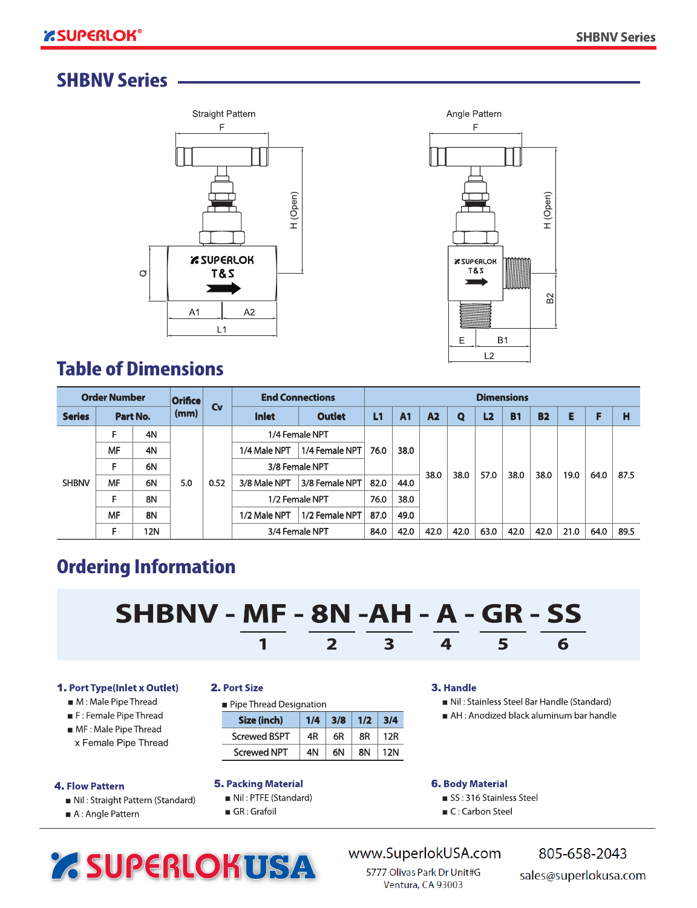## SHBNV Series

Straight Pattern

F

H (Open)

Q

A1 A2

L1

Angle Pattern

F

H (Open)

B2

E B1

L2

## Table of Dimensions

| Order Number | | | Orifice (mm) | Cv | End Connections | | Dimensions | | | | | | | | | |
|---|---|---|---|---|---|---|---|---|---|---|---|---|---|---|---|---|
| Series | Part No. | | | | Inlet | Outlet | L1 | A1 | A2 | Q | L2 | B1 | B2 | E | F | H |
| SHBNV | F | 4N | 5.0 | 0.52 | 1/4 Female NPT | | 76.0 | 38.0 | 38.0 | 38.0 | 57.0 | 38.0 | 38.0 | 19.0 | 64.0 | 87.5 |
| | MF | 4N | | | 1/4 Male NPT | 1/4 Female NPT | | | | | | | | | | |
| | F | 6N | | | 3/8 Female NPT | | | | | | | | | | | |
| | MF | 6N | | | 3/8 Male NPT | 3/8 Female NPT | 82.0 | 44.0 | | | | | | | | |
| | F | 8N | | | 1/2 Female NPT | | 76.0 | 38.0 | | | | | | | | |
| | MF | 8N | | | 1/2 Male NPT | 1/2 Female NPT | 87.0 | 49.0 | | | | | | | | |
| | F | 12N | | | 3/4 Female NPT | | 84.0 | 42.0 | 42.0 | 42.0 | 63.0 | 42.0 | 42.0 | 21.0 | 64.0 | 89.5 |

## Ordering Information

**SHBNV - MF - 8N -AH - A - GR - SS**

1 (MF), 2 (8N), 3 (AH), 4 (A), 5 (GR), 6 (SS)

### 1. Port Type(Inlet x Outlet)

- M : Male Pipe Thread
- F : Female Pipe Thread
- MF : Male Pipe Thread x Female Pipe Thread

### 2. Port Size

- Pipe Thread Designation

| Size (inch) | 1/4 | 3/8 | 1/2 | 3/4 |
|---|---|---|---|---|
| Screwed BSPT | 4R | 6R | 8R | 12R |
| Screwed NPT | 4N | 6N | 8N | 12N |

### 3. Handle

- Nil : Stainless Steel Bar Handle (Standard)
- AH : Anodized black aluminum bar handle

### 4. Flow Pattern

- Nil : Straight Pattern (Standard)
- A : Angle Pattern

### 5. Packing Material

- Nil : PTFE (Standard)
- GR : Grafoil

### 6. Body Material

- SS : 316 Stainless Steel
- C : Carbon Steel

SUPERLOKUSA

www.SuperlokUSA.com

5777 Olivas Park Dr Unit#G
Ventura, CA 93003

805-658-2043

sales@superlokusa.com